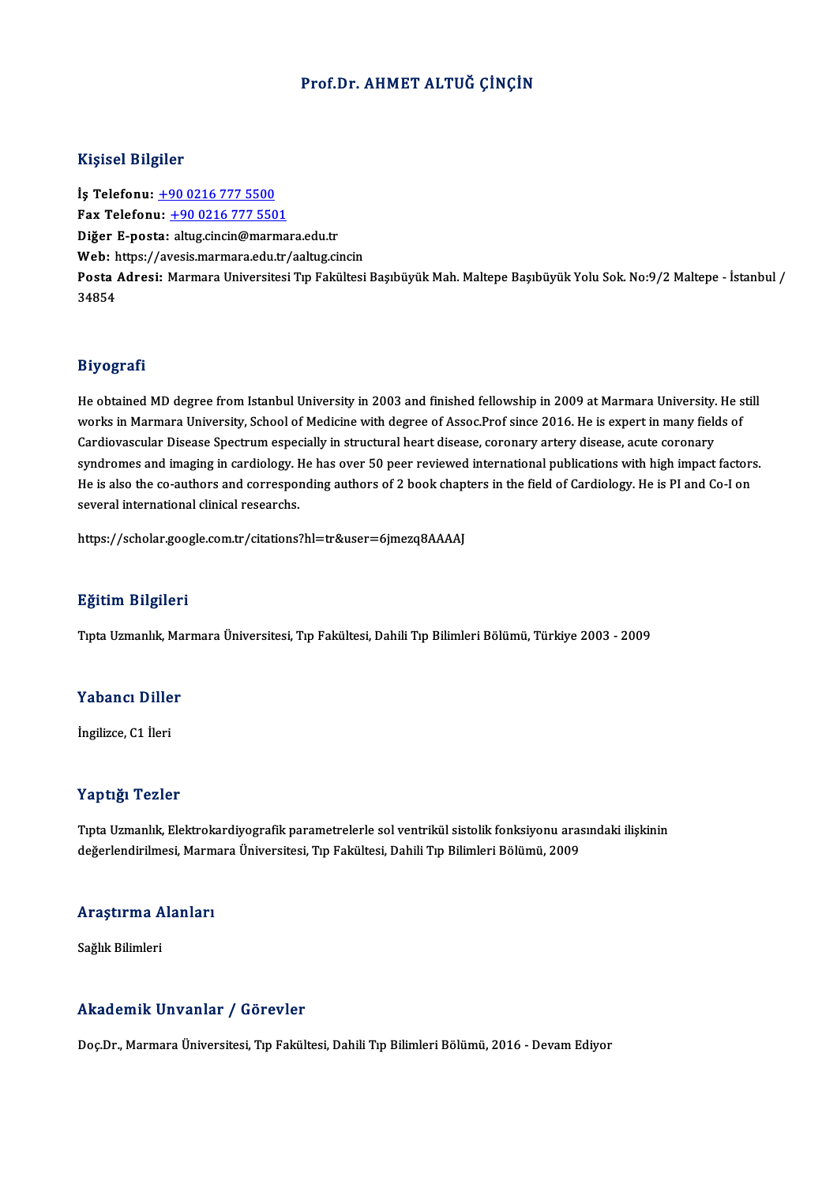# Prof.Dr. AHMET ALTUĞ ÇİNÇİN

## Kişisel Bilgiler

**İş Telefonu:** +90 0216 777 5500
**Fax Telefonu:** +90 0216 777 5501
**Diğer E-posta:** altug.cincin@marmara.edu.tr
**Web:** https://avesis.marmara.edu.tr/aaltug.cincin
**Posta Adresi:** Marmara Universitesi Tıp Fakültesi Başıbüyük Mah. Maltepe Başıbüyük Yolu Sok. No:9/2 Maltepe - İstanbul / 34854

## Biyografi

He obtained MD degree from Istanbul University in 2003 and finished fellowship in 2009 at Marmara University. He still works in Marmara University, School of Medicine with degree of Assoc.Prof since 2016. He is expert in many fields of Cardiovascular Disease Spectrum especially in structural heart disease, coronary artery disease, acute coronary syndromes and imaging in cardiology. He has over 50 peer reviewed international publications with high impact factors. He is also the co-authors and corresponding authors of 2 book chapters in the field of Cardiology. He is PI and Co-I on several international clinical researchs.

https://scholar.google.com.tr/citations?hl=tr&user=6jmezq8AAAAJ

## Eğitim Bilgileri

Tıpta Uzmanlık, Marmara Üniversitesi, Tıp Fakültesi, Dahili Tıp Bilimleri Bölümü, Türkiye 2003 - 2009

## Yabancı Diller

İngilizce, C1 İleri

## Yaptığı Tezler

Tıpta Uzmanlık, Elektrokardiyografik parametrelerle sol ventrikül sistolik fonksiyonu arasındaki ilişkinin değerlendirilmesi, Marmara Üniversitesi, Tıp Fakültesi, Dahili Tıp Bilimleri Bölümü, 2009

## Araştırma Alanları

Sağlık Bilimleri

## Akademik Unvanlar / Görevler

Doç.Dr., Marmara Üniversitesi, Tıp Fakültesi, Dahili Tıp Bilimleri Bölümü, 2016 - Devam Ediyor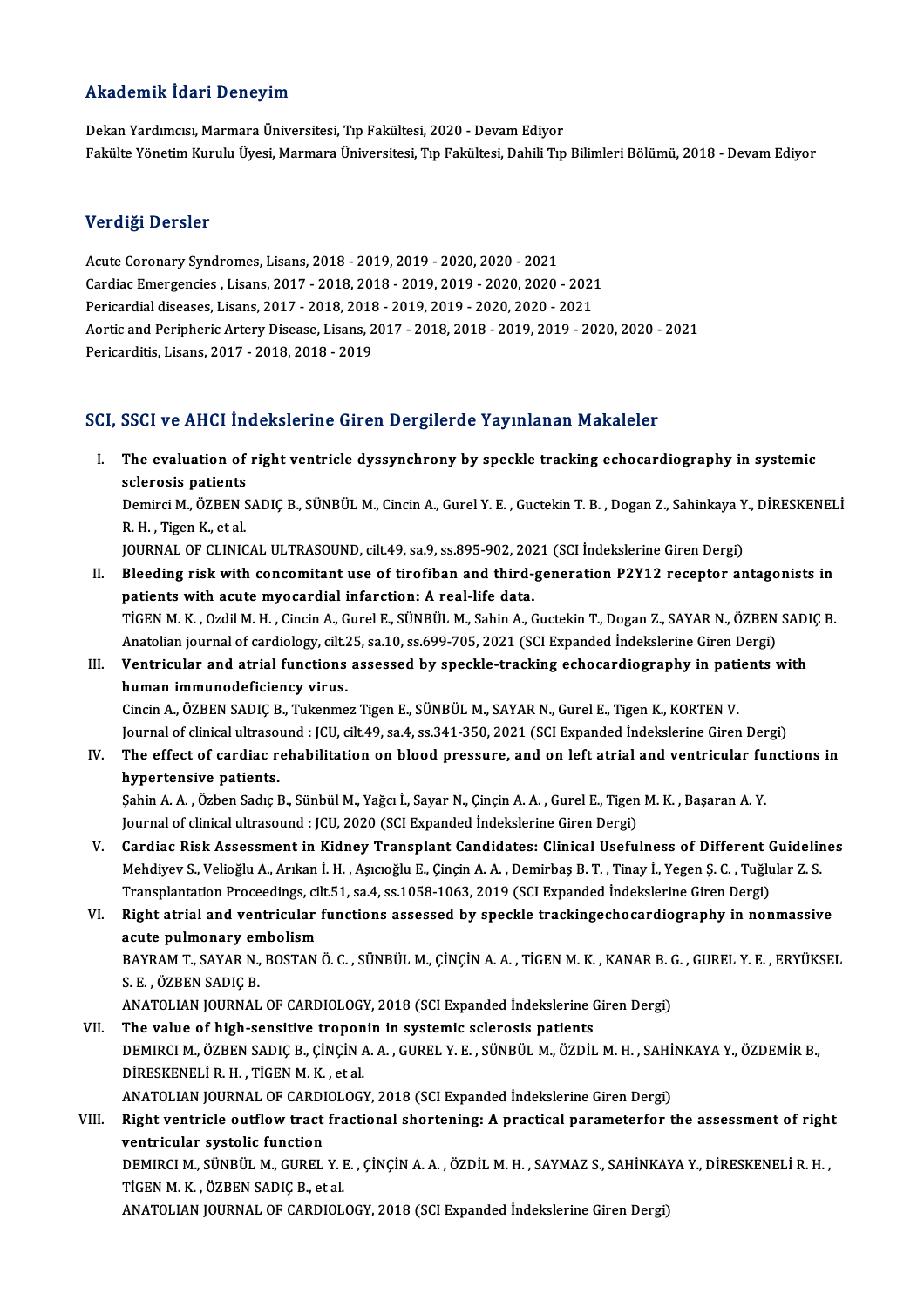## Akademik İdari Deneyim

Dekan Yardımcısı, Marmara Üniversitesi, Tıp Fakültesi, 2020 - Devam Ediyor
Fakülte Yönetim Kurulu Üyesi, Marmara Üniversitesi, Tıp Fakültesi, Dahili Tıp Bilimleri Bölümü, 2018 - Devam Ediyor

## Verdiği Dersler

Acute Coronary Syndromes, Lisans, 2018 - 2019, 2019 - 2020, 2020 - 2021
Cardiac Emergencies , Lisans, 2017 - 2018, 2018 - 2019, 2019 - 2020, 2020 - 2021
Pericardial diseases, Lisans, 2017 - 2018, 2018 - 2019, 2019 - 2020, 2020 - 2021
Aortic and Peripheric Artery Disease, Lisans, 2017 - 2018, 2018 - 2019, 2019 - 2020, 2020 - 2021
Pericarditis, Lisans, 2017 - 2018, 2018 - 2019

## SCI, SSCI ve AHCI İndekslerine Giren Dergilerde Yayınlanan Makaleler

I. **The evaluation of right ventricle dyssynchrony by speckle tracking echocardiography in systemic sclerosis patients**
Demirci M., ÖZBEN SADIÇ B., SÜNBÜL M., Cincin A., Gurel Y. E. , Guctekin T. B. , Dogan Z., Sahinkaya Y., DİRESKENELİ R. H. , Tigen K., et al.
JOURNAL OF CLINICAL ULTRASOUND, cilt.49, sa.9, ss.895-902, 2021 (SCI İndekslerine Giren Dergi)

II. **Bleeding risk with concomitant use of tirofiban and third-generation P2Y12 receptor antagonists in patients with acute myocardial infarction: A real-life data.**
TİGEN M. K. , Ozdil M. H. , Cincin A., Gurel E., SÜNBÜL M., Sahin A., Guctekin T., Dogan Z., SAYAR N., ÖZBEN SADIÇ B.
Anatolian journal of cardiology, cilt.25, sa.10, ss.699-705, 2021 (SCI Expanded İndekslerine Giren Dergi)

III. **Ventricular and atrial functions assessed by speckle-tracking echocardiography in patients with human immunodeficiency virus.**
Cincin A., ÖZBEN SADIÇ B., Tukenmez Tigen E., SÜNBÜL M., SAYAR N., Gurel E., Tigen K., KORTEN V.
Journal of clinical ultrasound : JCU, cilt.49, sa.4, ss.341-350, 2021 (SCI Expanded İndekslerine Giren Dergi)

IV. **The effect of cardiac rehabilitation on blood pressure, and on left atrial and ventricular functions in hypertensive patients.**
Şahin A. A. , Özben Sadıç B., Sünbül M., Yağcı İ., Sayar N., Çinçin A. A. , Gurel E., Tigen M. K. , Başaran A. Y.
Journal of clinical ultrasound : JCU, 2020 (SCI Expanded İndekslerine Giren Dergi)

V. **Cardiac Risk Assessment in Kidney Transplant Candidates: Clinical Usefulness of Different Guidelines**
Mehdiyev S., Velioğlu A., Arıkan İ. H. , Aşıcıoğlu E., Çinçin A. A. , Demirbaş B. T. , Tinay İ., Yegen Ş. C. , Tuğlular Z. S.
Transplantation Proceedings, cilt.51, sa.4, ss.1058-1063, 2019 (SCI Expanded İndekslerine Giren Dergi)

VI. **Right atrial and ventricular functions assessed by speckle trackingechocardiography in nonmassive acute pulmonary embolism**
BAYRAM T., SAYAR N., BOSTAN Ö. C. , SÜNBÜL M., ÇİNÇİN A. A. , TİGEN M. K. , KANAR B. G. , GUREL Y. E. , ERYÜKSEL S. E. , ÖZBEN SADIÇ B.
ANATOLIAN JOURNAL OF CARDIOLOGY, 2018 (SCI Expanded İndekslerine Giren Dergi)

VII. **The value of high-sensitive troponin in systemic sclerosis patients**
DEMIRCI M., ÖZBEN SADIÇ B., ÇİNÇİN A. A. , GUREL Y. E. , SÜNBÜL M., ÖZDİL M. H. , SAHİNKAYA Y., ÖZDEMİR B., DİRESKENELİ R. H. , TİGEN M. K. , et al.
ANATOLIAN JOURNAL OF CARDIOLOGY, 2018 (SCI Expanded İndekslerine Giren Dergi)

VIII. **Right ventricle outflow tract fractional shortening: A practical parameterfor the assessment of right ventricular systolic function**
DEMIRCI M., SÜNBÜL M., GUREL Y. E. , ÇİNÇİN A. A. , ÖZDİL M. H. , SAYMAZ S., SAHİNKAYA Y., DİRESKENELİ R. H. , TİGEN M. K. , ÖZBEN SADIÇ B., et al.
ANATOLIAN JOURNAL OF CARDIOLOGY, 2018 (SCI Expanded İndekslerine Giren Dergi)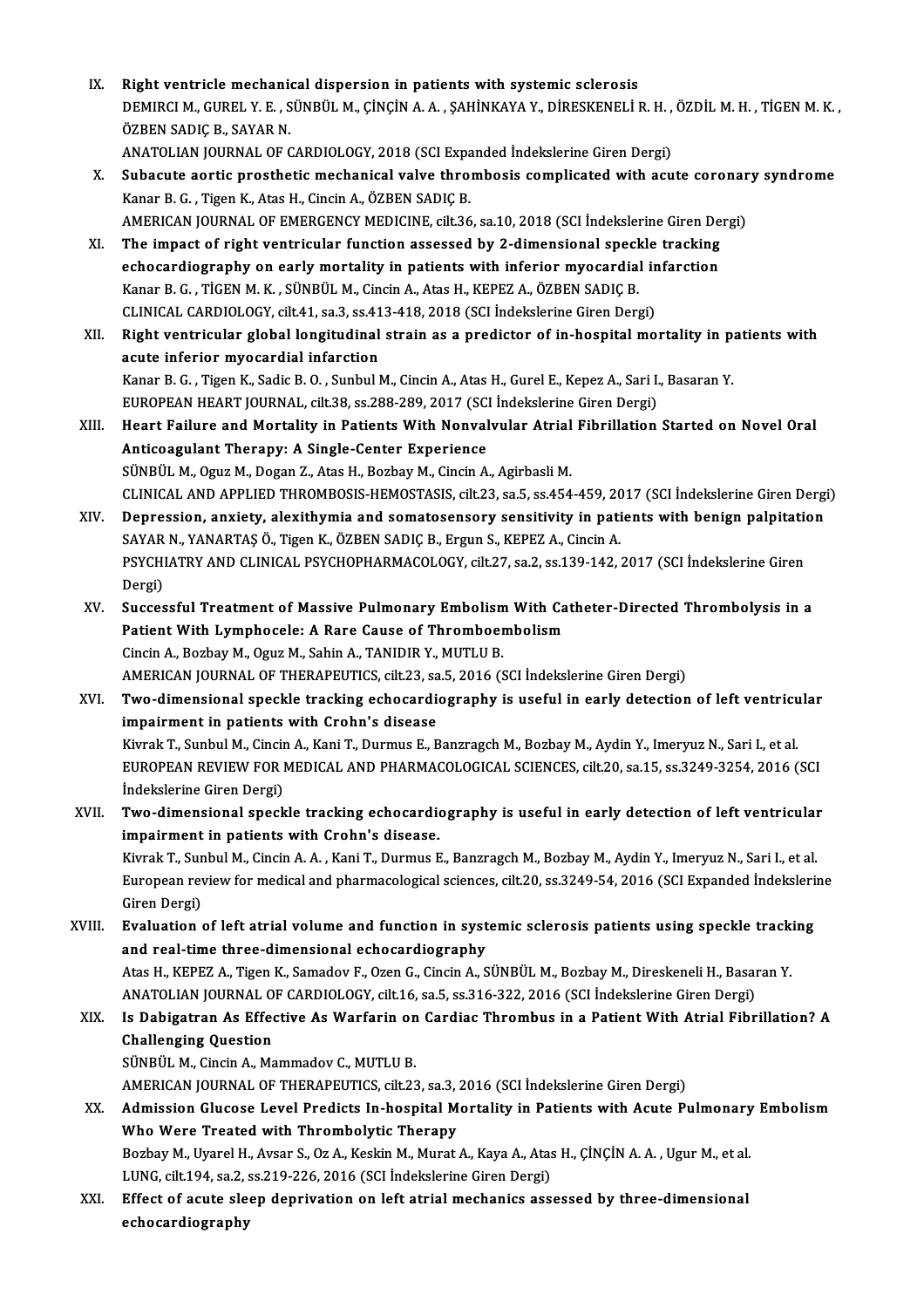IX. **Right ventricle mechanical dispersion in patients with systemic sclerosis**
DEMIRCI M., GUREL Y. E. , SÜNBÜL M., ÇİNÇİN A. A. , ŞAHİNKAYA Y., DİRESKENELİ R. H. , ÖZDİL M. H. , TİGEN M. K. , ÖZBEN SADIÇ B., SAYAR N.
ANATOLIAN JOURNAL OF CARDIOLOGY, 2018 (SCI Expanded İndekslerine Giren Dergi)

X. **Subacute aortic prosthetic mechanical valve thrombosis complicated with acute coronary syndrome**
Kanar B. G. , Tigen K., Atas H., Cincin A., ÖZBEN SADIÇ B.
AMERICAN JOURNAL OF EMERGENCY MEDICINE, cilt.36, sa.10, 2018 (SCI İndekslerine Giren Dergi)

XI. **The impact of right ventricular function assessed by 2-dimensional speckle tracking echocardiography on early mortality in patients with inferior myocardial infarction**
Kanar B. G. , TİGEN M. K. , SÜNBÜL M., Cincin A., Atas H., KEPEZ A., ÖZBEN SADIÇ B.
CLINICAL CARDIOLOGY, cilt.41, sa.3, ss.413-418, 2018 (SCI İndekslerine Giren Dergi)

XII. **Right ventricular global longitudinal strain as a predictor of in-hospital mortality in patients with acute inferior myocardial infarction**
Kanar B. G. , Tigen K., Sadic B. O. , Sunbul M., Cincin A., Atas H., Gurel E., Kepez A., Sari I., Basaran Y.
EUROPEAN HEART JOURNAL, cilt.38, ss.288-289, 2017 (SCI İndekslerine Giren Dergi)

XIII. **Heart Failure and Mortality in Patients With Nonvalvular Atrial Fibrillation Started on Novel Oral Anticoagulant Therapy: A Single-Center Experience**
SÜNBÜL M., Oguz M., Dogan Z., Atas H., Bozbay M., Cincin A., Agirbasli M.
CLINICAL AND APPLIED THROMBOSIS-HEMOSTASIS, cilt.23, sa.5, ss.454-459, 2017 (SCI İndekslerine Giren Dergi)

XIV. **Depression, anxiety, alexithymia and somatosensory sensitivity in patients with benign palpitation**
SAYAR N., YANARTAŞ Ö., Tigen K., ÖZBEN SADIÇ B., Ergun S., KEPEZ A., Cincin A.
PSYCHIATRY AND CLINICAL PSYCHOPHARMACOLOGY, cilt.27, sa.2, ss.139-142, 2017 (SCI İndekslerine Giren Dergi)

XV. **Successful Treatment of Massive Pulmonary Embolism With Catheter-Directed Thrombolysis in a Patient With Lymphocele: A Rare Cause of Thromboembolism**
Cincin A., Bozbay M., Oguz M., Sahin A., TANIDIR Y., MUTLU B.
AMERICAN JOURNAL OF THERAPEUTICS, cilt.23, sa.5, 2016 (SCI İndekslerine Giren Dergi)

XVI. **Two-dimensional speckle tracking echocardiography is useful in early detection of left ventricular impairment in patients with Crohn's disease**
Kivrak T., Sunbul M., Cincin A., Kani T., Durmus E., Banzragch M., Bozbay M., Aydin Y., Imeryuz N., Sari I., et al.
EUROPEAN REVIEW FOR MEDICAL AND PHARMACOLOGICAL SCIENCES, cilt.20, sa.15, ss.3249-3254, 2016 (SCI İndekslerine Giren Dergi)

XVII. **Two-dimensional speckle tracking echocardiography is useful in early detection of left ventricular impairment in patients with Crohn's disease.**
Kivrak T., Sunbul M., Cincin A. A. , Kani T., Durmus E., Banzragch M., Bozbay M., Aydin Y., Imeryuz N., Sari I., et al.
European review for medical and pharmacological sciences, cilt.20, ss.3249-54, 2016 (SCI Expanded İndekslerine Giren Dergi)

XVIII. **Evaluation of left atrial volume and function in systemic sclerosis patients using speckle tracking and real-time three-dimensional echocardiography**
Atas H., KEPEZ A., Tigen K., Samadov F., Ozen G., Cincin A., SÜNBÜL M., Bozbay M., Direskeneli H., Basaran Y.
ANATOLIAN JOURNAL OF CARDIOLOGY, cilt.16, sa.5, ss.316-322, 2016 (SCI İndekslerine Giren Dergi)

XIX. **Is Dabigatran As Effective As Warfarin on Cardiac Thrombus in a Patient With Atrial Fibrillation? A Challenging Question**
SÜNBÜL M., Cincin A., Mammadov C., MUTLU B.
AMERICAN JOURNAL OF THERAPEUTICS, cilt.23, sa.3, 2016 (SCI İndekslerine Giren Dergi)

XX. **Admission Glucose Level Predicts In-hospital Mortality in Patients with Acute Pulmonary Embolism Who Were Treated with Thrombolytic Therapy**
Bozbay M., Uyarel H., Avsar S., Oz A., Keskin M., Murat A., Kaya A., Atas H., ÇİNÇİN A. A. , Ugur M., et al.
LUNG, cilt.194, sa.2, ss.219-226, 2016 (SCI İndekslerine Giren Dergi)

XXI. **Effect of acute sleep deprivation on left atrial mechanics assessed by three-dimensional echocardiography**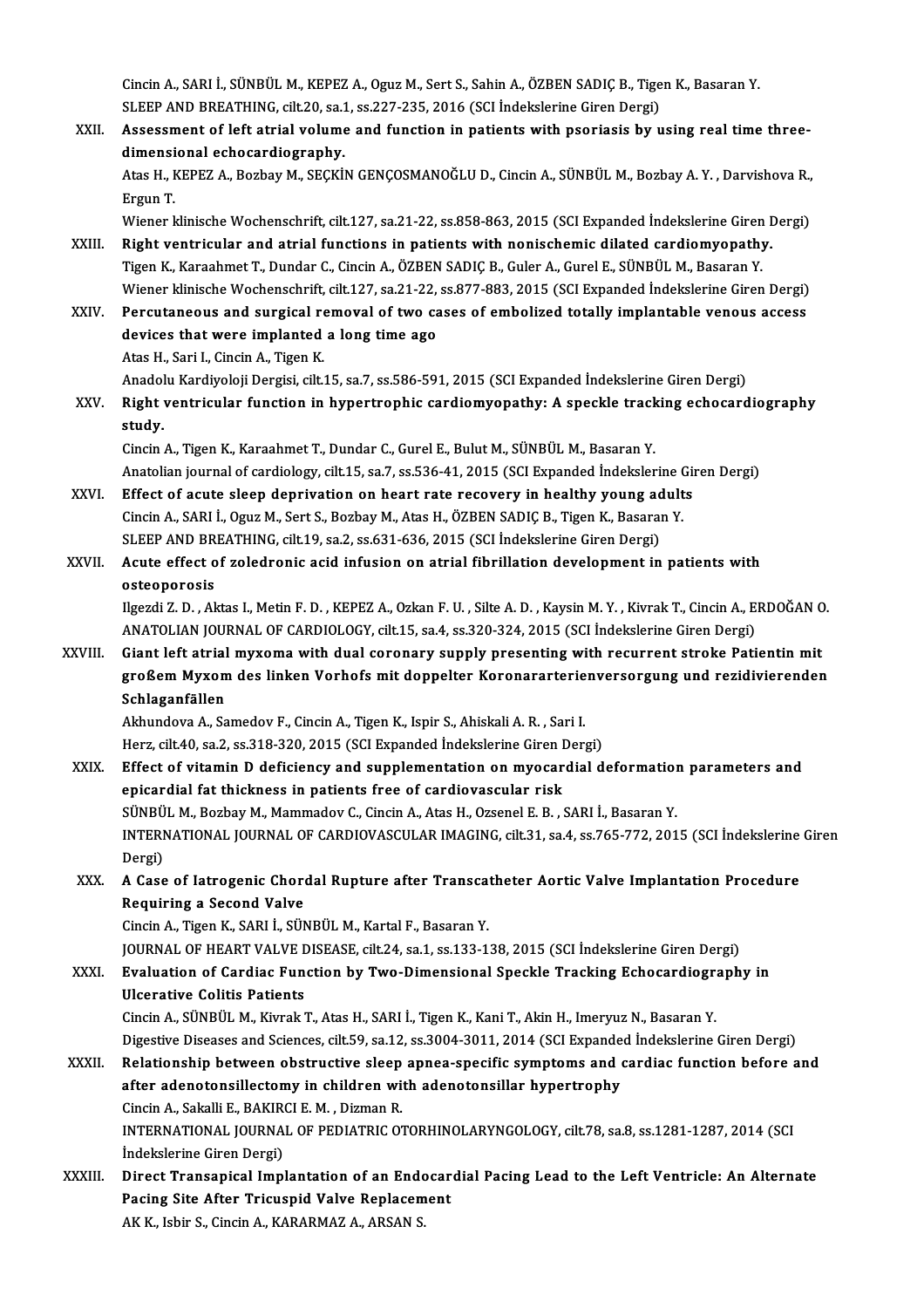Cincin A., SARI İ., SÜNBÜL M., KEPEZ A., Oguz M., Sert S., Sahin A., ÖZBEN SADIÇ B., Tigen K., Basaran Y.
SLEEP AND BREATHING, cilt.20, sa.1, ss.227-235, 2016 (SCI İndekslerine Giren Dergi)

XXII. **Assessment of left atrial volume and function in patients with psoriasis by using real time three-dimensional echocardiography.**
Atas H., KEPEZ A., Bozbay M., SEÇKİN GENÇOSMANOĞLU D., Cincin A., SÜNBÜL M., Bozbay A. Y. , Darvishova R., Ergun T.
Wiener klinische Wochenschrift, cilt.127, sa.21-22, ss.858-863, 2015 (SCI Expanded İndekslerine Giren Dergi)

XXIII. **Right ventricular and atrial functions in patients with nonischemic dilated cardiomyopathy.**
Tigen K., Karaahmet T., Dundar C., Cincin A., ÖZBEN SADIÇ B., Guler A., Gurel E., SÜNBÜL M., Basaran Y.
Wiener klinische Wochenschrift, cilt.127, sa.21-22, ss.877-883, 2015 (SCI Expanded İndekslerine Giren Dergi)

XXIV. **Percutaneous and surgical removal of two cases of embolized totally implantable venous access devices that were implanted a long time ago**
Atas H., Sari I., Cincin A., Tigen K.
Anadolu Kardiyoloji Dergisi, cilt.15, sa.7, ss.586-591, 2015 (SCI Expanded İndekslerine Giren Dergi)

XXV. **Right ventricular function in hypertrophic cardiomyopathy: A speckle tracking echocardiography study.**
Cincin A., Tigen K., Karaahmet T., Dundar C., Gurel E., Bulut M., SÜNBÜL M., Basaran Y.
Anatolian journal of cardiology, cilt.15, sa.7, ss.536-41, 2015 (SCI Expanded İndekslerine Giren Dergi)

XXVI. **Effect of acute sleep deprivation on heart rate recovery in healthy young adults**
Cincin A., SARI İ., Oguz M., Sert S., Bozbay M., Atas H., ÖZBEN SADIÇ B., Tigen K., Basaran Y.
SLEEP AND BREATHING, cilt.19, sa.2, ss.631-636, 2015 (SCI İndekslerine Giren Dergi)

XXVII. **Acute effect of zoledronic acid infusion on atrial fibrillation development in patients with osteoporosis**
Ilgezdi Z. D. , Aktas I., Metin F. D. , KEPEZ A., Ozkan F. U. , Silte A. D. , Kaysin M. Y. , Kivrak T., Cincin A., ERDOĞAN O.
ANATOLIAN JOURNAL OF CARDIOLOGY, cilt.15, sa.4, ss.320-324, 2015 (SCI İndekslerine Giren Dergi)

XXVIII. **Giant left atrial myxoma with dual coronary supply presenting with recurrent stroke Patientin mit großem Myxom des linken Vorhofs mit doppelter Koronararterienversorgung und rezidivierenden Schlaganfällen**
Akhundova A., Samedov F., Cincin A., Tigen K., Ispir S., Ahiskali A. R. , Sari I.
Herz, cilt.40, sa.2, ss.318-320, 2015 (SCI Expanded İndekslerine Giren Dergi)

XXIX. **Effect of vitamin D deficiency and supplementation on myocardial deformation parameters and epicardial fat thickness in patients free of cardiovascular risk**
SÜNBÜL M., Bozbay M., Mammadov C., Cincin A., Atas H., Ozsenel E. B. , SARI İ., Basaran Y.
INTERNATIONAL JOURNAL OF CARDIOVASCULAR IMAGING, cilt.31, sa.4, ss.765-772, 2015 (SCI İndekslerine Giren Dergi)

XXX. **A Case of Iatrogenic Chordal Rupture after Transcatheter Aortic Valve Implantation Procedure Requiring a Second Valve**
Cincin A., Tigen K., SARI İ., SÜNBÜL M., Kartal F., Basaran Y.
JOURNAL OF HEART VALVE DISEASE, cilt.24, sa.1, ss.133-138, 2015 (SCI İndekslerine Giren Dergi)

XXXI. **Evaluation of Cardiac Function by Two-Dimensional Speckle Tracking Echocardiography in Ulcerative Colitis Patients**
Cincin A., SÜNBÜL M., Kivrak T., Atas H., SARI İ., Tigen K., Kani T., Akin H., Imeryuz N., Basaran Y.
Digestive Diseases and Sciences, cilt.59, sa.12, ss.3004-3011, 2014 (SCI Expanded İndekslerine Giren Dergi)

XXXII. **Relationship between obstructive sleep apnea-specific symptoms and cardiac function before and after adenotonsillectomy in children with adenotonsillar hypertrophy**
Cincin A., Sakalli E., BAKIRCI E. M. , Dizman R.
INTERNATIONAL JOURNAL OF PEDIATRIC OTORHINOLARYNGOLOGY, cilt.78, sa.8, ss.1281-1287, 2014 (SCI İndekslerine Giren Dergi)

XXXIII. **Direct Transapical Implantation of an Endocardial Pacing Lead to the Left Ventricle: An Alternate Pacing Site After Tricuspid Valve Replacement**
AK K., Isbir S., Cincin A., KARARMAZ A., ARSAN S.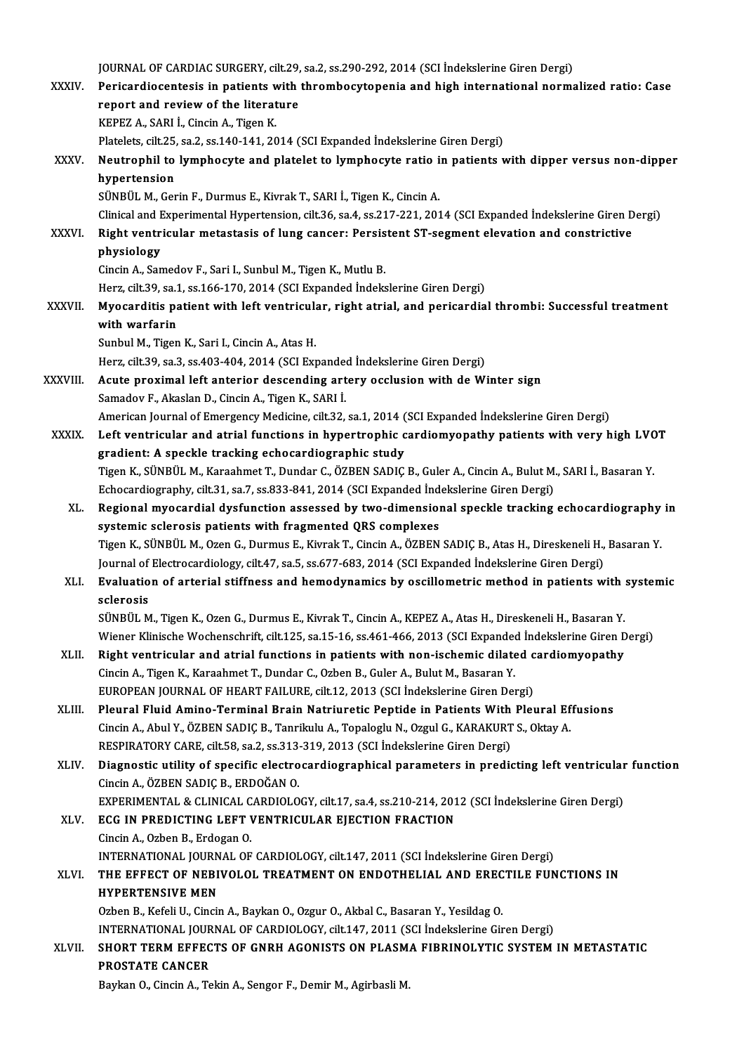JOURNAL OF CARDIAC SURGERY, cilt.29, sa.2, ss.290-292, 2014 (SCI İndekslerine Giren Dergi)

XXXIV. **Pericardiocentesis in patients with thrombocytopenia and high international normalized ratio: Case report and review of the literature**
KEPEZ A., SARI İ., Cincin A., Tigen K.
Platelets, cilt.25, sa.2, ss.140-141, 2014 (SCI Expanded İndekslerine Giren Dergi)

XXXV. **Neutrophil to lymphocyte and platelet to lymphocyte ratio in patients with dipper versus non-dipper hypertension**
SÜNBÜL M., Gerin F., Durmus E., Kivrak T., SARI İ., Tigen K., Cincin A.
Clinical and Experimental Hypertension, cilt.36, sa.4, ss.217-221, 2014 (SCI Expanded İndekslerine Giren Dergi)

XXXVI. **Right ventricular metastasis of lung cancer: Persistent ST-segment elevation and constrictive physiology**
Cincin A., Samedov F., Sari I., Sunbul M., Tigen K., Mutlu B.
Herz, cilt.39, sa.1, ss.166-170, 2014 (SCI Expanded İndekslerine Giren Dergi)

XXXVII. **Myocarditis patient with left ventricular, right atrial, and pericardial thrombi: Successful treatment with warfarin**
Sunbul M., Tigen K., Sari I., Cincin A., Atas H.
Herz, cilt.39, sa.3, ss.403-404, 2014 (SCI Expanded İndekslerine Giren Dergi)

XXXVIII. **Acute proximal left anterior descending artery occlusion with de Winter sign**
Samadov F., Akaslan D., Cincin A., Tigen K., SARI İ.
American Journal of Emergency Medicine, cilt.32, sa.1, 2014 (SCI Expanded İndekslerine Giren Dergi)

XXXIX. **Left ventricular and atrial functions in hypertrophic cardiomyopathy patients with very high LVOT gradient: A speckle tracking echocardiographic study**
Tigen K., SÜNBÜL M., Karaahmet T., Dundar C., ÖZBEN SADIÇ B., Guler A., Cincin A., Bulut M., SARI İ., Basaran Y.
Echocardiography, cilt.31, sa.7, ss.833-841, 2014 (SCI Expanded İndekslerine Giren Dergi)

XL. **Regional myocardial dysfunction assessed by two-dimensional speckle tracking echocardiography in systemic sclerosis patients with fragmented QRS complexes**
Tigen K., SÜNBÜL M., Ozen G., Durmus E., Kivrak T., Cincin A., ÖZBEN SADIÇ B., Atas H., Direskeneli H., Basaran Y.
Journal of Electrocardiology, cilt.47, sa.5, ss.677-683, 2014 (SCI Expanded İndekslerine Giren Dergi)

XLI. **Evaluation of arterial stiffness and hemodynamics by oscillometric method in patients with systemic sclerosis**
SÜNBÜL M., Tigen K., Ozen G., Durmus E., Kivrak T., Cincin A., KEPEZ A., Atas H., Direskeneli H., Basaran Y.
Wiener Klinische Wochenschrift, cilt.125, sa.15-16, ss.461-466, 2013 (SCI Expanded İndekslerine Giren Dergi)

XLII. **Right ventricular and atrial functions in patients with non-ischemic dilated cardiomyopathy**
Cincin A., Tigen K., Karaahmet T., Dundar C., Ozben B., Guler A., Bulut M., Basaran Y.
EUROPEAN JOURNAL OF HEART FAILURE, cilt.12, 2013 (SCI İndekslerine Giren Dergi)

XLIII. **Pleural Fluid Amino-Terminal Brain Natriuretic Peptide in Patients With Pleural Effusions**
Cincin A., Abul Y., ÖZBEN SADIÇ B., Tanrikulu A., Topaloglu N., Ozgul G., KARAKURT S., Oktay A.
RESPIRATORY CARE, cilt.58, sa.2, ss.313-319, 2013 (SCI İndekslerine Giren Dergi)

XLIV. **Diagnostic utility of specific electrocardiographical parameters in predicting left ventricular function**
Cincin A., ÖZBEN SADIÇ B., ERDOĞAN O.
EXPERIMENTAL & CLINICAL CARDIOLOGY, cilt.17, sa.4, ss.210-214, 2012 (SCI İndekslerine Giren Dergi)

XLV. **ECG IN PREDICTING LEFT VENTRICULAR EJECTION FRACTION**
Cincin A., Ozben B., Erdogan O.
INTERNATIONAL JOURNAL OF CARDIOLOGY, cilt.147, 2011 (SCI İndekslerine Giren Dergi)

XLVI. **THE EFFECT OF NEBIVOLOL TREATMENT ON ENDOTHELIAL AND ERECTILE FUNCTIONS IN HYPERTENSIVE MEN**
Ozben B., Kefeli U., Cincin A., Baykan O., Ozgur O., Akbal C., Basaran Y., Yesildag O.
INTERNATIONAL JOURNAL OF CARDIOLOGY, cilt.147, 2011 (SCI İndekslerine Giren Dergi)

XLVII. **SHORT TERM EFFECTS OF GNRH AGONISTS ON PLASMA FIBRINOLYTIC SYSTEM IN METASTATIC PROSTATE CANCER**
Baykan O., Cincin A., Tekin A., Sengor F., Demir M., Agirbasli M.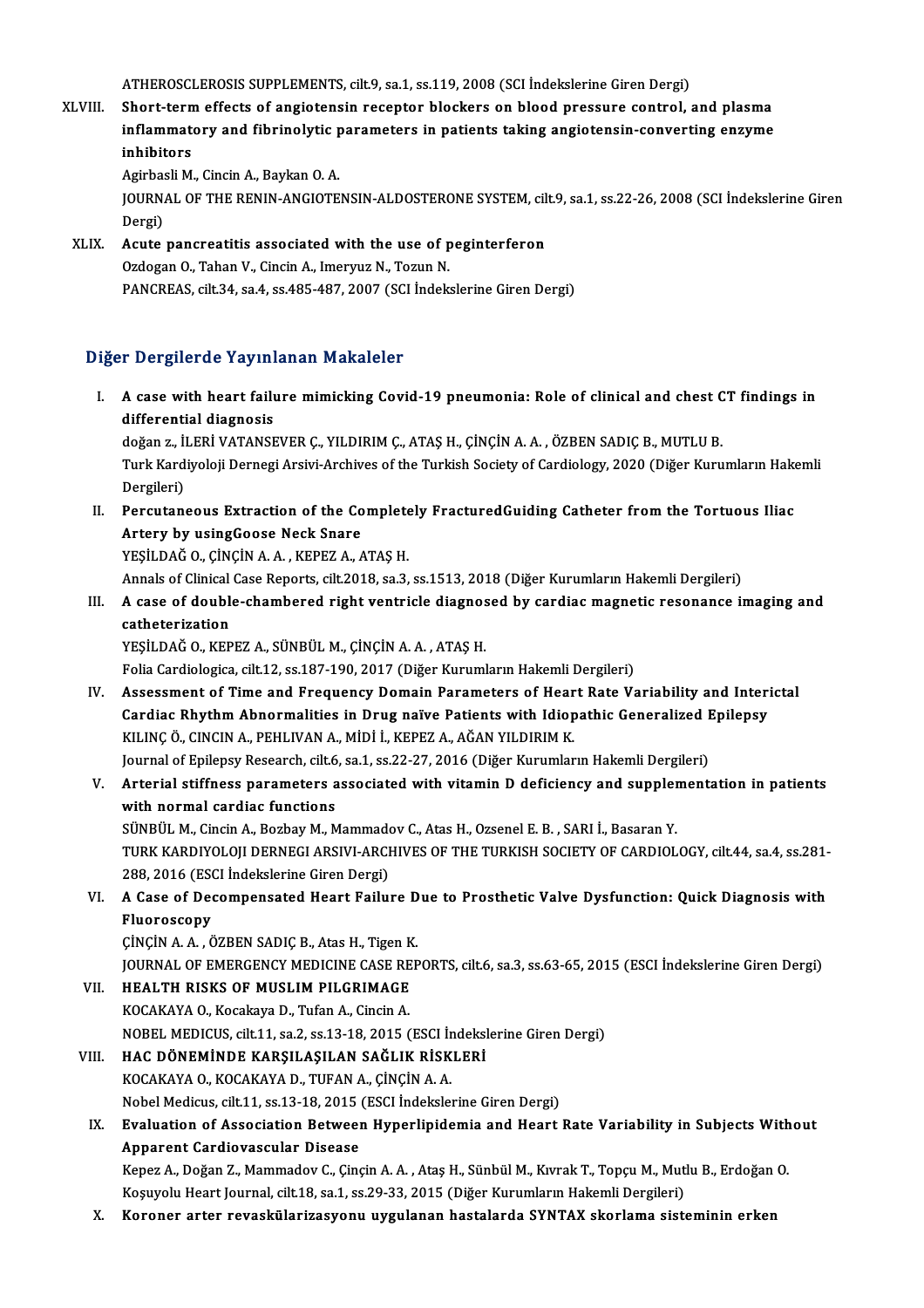ATHEROSCLEROSIS SUPPLEMENTS, cilt.9, sa.1, ss.119, 2008 (SCI İndekslerine Giren Dergi)

XLVIII. **Short-term effects of angiotensin receptor blockers on blood pressure control, and plasma inflammatory and fibrinolytic parameters in patients taking angiotensin-converting enzyme inhibitors**
Agirbasli M., Cincin A., Baykan O. A.
JOURNAL OF THE RENIN-ANGIOTENSIN-ALDOSTERONE SYSTEM, cilt.9, sa.1, ss.22-26, 2008 (SCI İndekslerine Giren Dergi)

XLIX. **Acute pancreatitis associated with the use of peginterferon**
Ozdogan O., Tahan V., Cincin A., Imeryuz N., Tozun N.
PANCREAS, cilt.34, sa.4, ss.485-487, 2007 (SCI İndekslerine Giren Dergi)

## Diğer Dergilerde Yayınlanan Makaleler

I. **A case with heart failure mimicking Covid-19 pneumonia: Role of clinical and chest CT findings in differential diagnosis**
doğan z., İLERİ VATANSEVER Ç., YILDIRIM Ç., ATAŞ H., ÇİNÇİN A. A. , ÖZBEN SADIÇ B., MUTLU B.
Turk Kardiyoloji Dernegi Arsivi-Archives of the Turkish Society of Cardiology, 2020 (Diğer Kurumların Hakemli Dergileri)

II. **Percutaneous Extraction of the Completely FracturedGuiding Catheter from the Tortuous Iliac Artery by usingGoose Neck Snare**
YEŞİLDAĞ O., ÇİNÇİN A. A. , KEPEZ A., ATAŞ H.
Annals of Clinical Case Reports, cilt.2018, sa.3, ss.1513, 2018 (Diğer Kurumların Hakemli Dergileri)

III. **A case of double-chambered right ventricle diagnosed by cardiac magnetic resonance imaging and catheterization**
YEŞİLDAĞ O., KEPEZ A., SÜNBÜL M., ÇİNÇİN A. A. , ATAŞ H.
Folia Cardiologica, cilt.12, ss.187-190, 2017 (Diğer Kurumların Hakemli Dergileri)

IV. **Assessment of Time and Frequency Domain Parameters of Heart Rate Variability and Interictal Cardiac Rhythm Abnormalities in Drug naïve Patients with Idiopathic Generalized Epilepsy**
KILINÇ Ö., CINCIN A., PEHLIVAN A., MİDİ İ., KEPEZ A., AĞAN YILDIRIM K.
Journal of Epilepsy Research, cilt.6, sa.1, ss.22-27, 2016 (Diğer Kurumların Hakemli Dergileri)

V. **Arterial stiffness parameters associated with vitamin D deficiency and supplementation in patients with normal cardiac functions**
SÜNBÜL M., Cincin A., Bozbay M., Mammadov C., Atas H., Ozsenel E. B. , SARI İ., Basaran Y.
TURK KARDIYOLOJI DERNEGI ARSIVI-ARCHIVES OF THE TURKISH SOCIETY OF CARDIOLOGY, cilt.44, sa.4, ss.281-288, 2016 (ESCI İndekslerine Giren Dergi)

VI. **A Case of Decompensated Heart Failure Due to Prosthetic Valve Dysfunction: Quick Diagnosis with Fluoroscopy**
ÇİNÇİN A. A. , ÖZBEN SADIÇ B., Atas H., Tigen K.
JOURNAL OF EMERGENCY MEDICINE CASE REPORTS, cilt.6, sa.3, ss.63-65, 2015 (ESCI İndekslerine Giren Dergi)

VII. **HEALTH RISKS OF MUSLIM PILGRIMAGE**
KOCAKAYA O., Kocakaya D., Tufan A., Cincin A.
NOBEL MEDICUS, cilt.11, sa.2, ss.13-18, 2015 (ESCI İndekslerine Giren Dergi)

VIII. **HAC DÖNEMİNDE KARŞILAŞILAN SAĞLIK RİSKLERİ**
KOCAKAYA O., KOCAKAYA D., TUFAN A., ÇİNÇİN A. A.
Nobel Medicus, cilt.11, ss.13-18, 2015 (ESCI İndekslerine Giren Dergi)

IX. **Evaluation of Association Between Hyperlipidemia and Heart Rate Variability in Subjects Without Apparent Cardiovascular Disease**
Kepez A., Doğan Z., Mammadov C., Çinçin A. A. , Ataş H., Sünbül M., Kıvrak T., Topçu M., Mutlu B., Erdoğan O.
Koşuyolu Heart Journal, cilt.18, sa.1, ss.29-33, 2015 (Diğer Kurumların Hakemli Dergileri)

X. **Koroner arter revaskülarizasyonu uygulanan hastalarda SYNTAX skorlama sisteminin erken**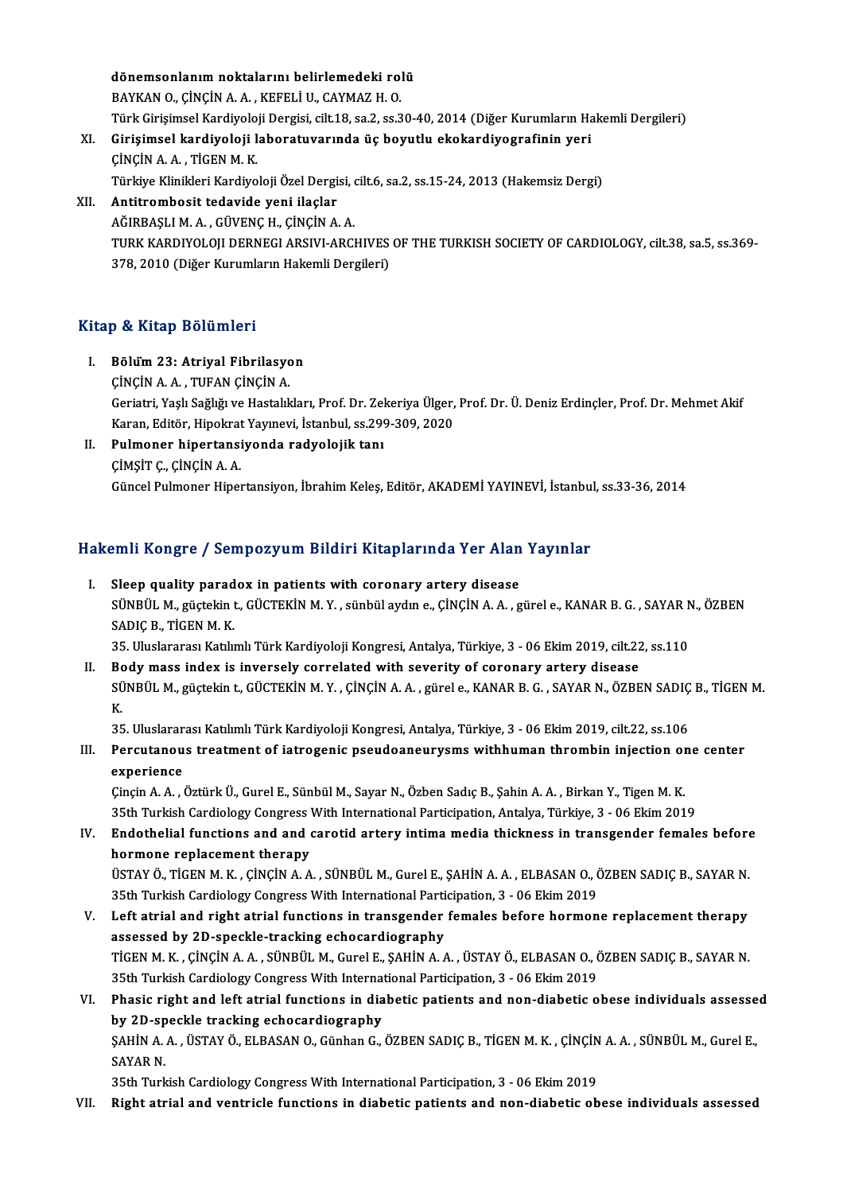dönemsonlanım noktalarını belirlemedeki rolü
BAYKAN O., ÇİNÇİN A. A. , KEFELİ U., CAYMAZ H. O.
Türk Girişimsel Kardiyoloji Dergisi, cilt.18, sa.2, ss.30-40, 2014 (Diğer Kurumların Hakemli Dergileri)

XI. **Girişimsel kardiyoloji laboratuvarında üç boyutlu ekokardiyografinin yeri**
ÇİNÇİN A. A. , TİGEN M. K.
Türkiye Klinikleri Kardiyoloji Özel Dergisi, cilt.6, sa.2, ss.15-24, 2013 (Hakemsiz Dergi)

XII. **Antitrombosit tedavide yeni ilaçlar**
AĞIRBAŞLI M. A. , GÜVENÇ H., ÇİNÇİN A. A.
TURK KARDIYOLOJI DERNEGI ARSIVI-ARCHIVES OF THE TURKISH SOCIETY OF CARDIOLOGY, cilt.38, sa.5, ss.369-378, 2010 (Diğer Kurumların Hakemli Dergileri)

## Kitap & Kitap Bölümleri

I. **Bölüm 23: Atriyal Fibrilasyon**
ÇİNÇİN A. A. , TUFAN ÇİNÇİN A.
Geriatri, Yaşlı Sağlığı ve Hastalıkları, Prof. Dr. Zekeriya Ülger, Prof. Dr. Ü. Deniz Erdinçler, Prof. Dr. Mehmet Akif Karan, Editör, Hipokrat Yayınevi, İstanbul, ss.299-309, 2020

II. **Pulmoner hipertansiyonda radyolojik tanı**
ÇİMŞİT Ç., ÇİNÇİN A. A.
Güncel Pulmoner Hipertansiyon, İbrahim Keleş, Editör, AKADEMİ YAYINEVİ, İstanbul, ss.33-36, 2014

## Hakemli Kongre / Sempozyum Bildiri Kitaplarında Yer Alan Yayınlar

I. **Sleep quality paradox in patients with coronary artery disease**
SÜNBÜL M., güçtekin t., GÜCTEKİN M. Y. , sünbül aydın e., ÇİNÇİN A. A. , gürel e., KANAR B. G. , SAYAR N., ÖZBEN SADIÇ B., TİGEN M. K.
35. Uluslararası Katılımlı Türk Kardiyoloji Kongresi, Antalya, Türkiye, 3 - 06 Ekim 2019, cilt.22, ss.110

II. **Body mass index is inversely correlated with severity of coronary artery disease**
SÜNBÜL M., güçtekin t., GÜCTEKİN M. Y. , ÇİNÇİN A. A. , gürel e., KANAR B. G. , SAYAR N., ÖZBEN SADIÇ B., TİGEN M. K.
35. Uluslararası Katılımlı Türk Kardiyoloji Kongresi, Antalya, Türkiye, 3 - 06 Ekim 2019, cilt.22, ss.106

III. **Percutanous treatment of iatrogenic pseudoaneurysms withhuman thrombin injection one center experience**
Çinçin A. A. , Öztürk Ü., Gurel E., Sünbül M., Sayar N., Özben Sadıç B., Şahin A. A. , Birkan Y., Tigen M. K.
35th Turkish Cardiology Congress With International Participation, Antalya, Türkiye, 3 - 06 Ekim 2019

IV. **Endothelial functions and and carotid artery intima media thickness in transgender females before hormone replacement therapy**
ÜSTAY Ö., TİGEN M. K. , ÇİNÇİN A. A. , SÜNBÜL M., Gurel E., ŞAHİN A. A. , ELBASAN O., ÖZBEN SADIÇ B., SAYAR N.
35th Turkish Cardiology Congress With International Participation, 3 - 06 Ekim 2019

V. **Left atrial and right atrial functions in transgender females before hormone replacement therapy assessed by 2D-speckle-tracking echocardiography**
TİGEN M. K. , ÇİNÇİN A. A. , SÜNBÜL M., Gurel E., ŞAHİN A. A. , ÜSTAY Ö., ELBASAN O., ÖZBEN SADIÇ B., SAYAR N.
35th Turkish Cardiology Congress With International Participation, 3 - 06 Ekim 2019

VI. **Phasic right and left atrial functions in diabetic patients and non-diabetic obese individuals assessed by 2D-speckle tracking echocardiography**
ŞAHİN A. A. , ÜSTAY Ö., ELBASAN O., Günhan G., ÖZBEN SADIÇ B., TİGEN M. K. , ÇİNÇİN A. A. , SÜNBÜL M., Gurel E., SAYAR N.
35th Turkish Cardiology Congress With International Participation, 3 - 06 Ekim 2019

VII. **Right atrial and ventricle functions in diabetic patients and non-diabetic obese individuals assessed**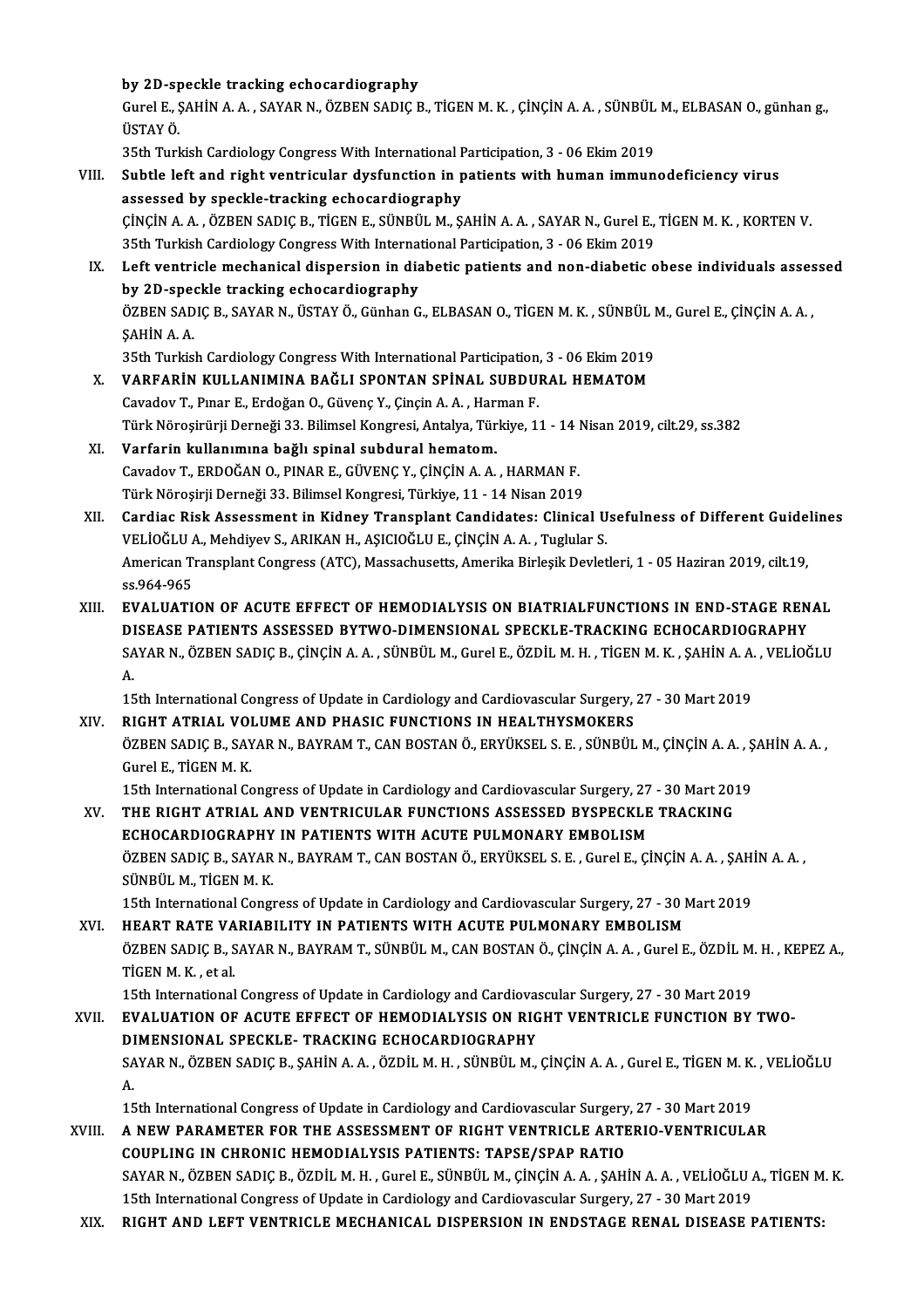by 2D-speckle tracking echocardiography
Gurel E., ŞAHİN A. A. , SAYAR N., ÖZBEN SADIÇ B., TİGEN M. K. , ÇİNÇİN A. A. , SÜNBÜL M., ELBASAN O., günhan g., ÜSTAY Ö.
35th Turkish Cardiology Congress With International Participation, 3 - 06 Ekim 2019

VIII. **Subtle left and right ventricular dysfunction in patients with human immunodeficiency virus assessed by speckle-tracking echocardiography**
ÇİNÇİN A. A. , ÖZBEN SADIÇ B., TİGEN E., SÜNBÜL M., ŞAHİN A. A. , SAYAR N., Gurel E., TİGEN M. K. , KORTEN V.
35th Turkish Cardiology Congress With International Participation, 3 - 06 Ekim 2019

IX. **Left ventricle mechanical dispersion in diabetic patients and non-diabetic obese individuals assessed by 2D-speckle tracking echocardiography**
ÖZBEN SADIÇ B., SAYAR N., ÜSTAY Ö., Günhan G., ELBASAN O., TİGEN M. K. , SÜNBÜL M., Gurel E., ÇİNÇİN A. A. , ŞAHİN A. A.
35th Turkish Cardiology Congress With International Participation, 3 - 06 Ekim 2019

X. **VARFARİN KULLANIMINA BAĞLI SPONTAN SPİNAL SUBDURAL HEMATOM**
Cavadov T., Pınar E., Erdoğan O., Güvenç Y., Çinçin A. A. , Harman F.
Türk Nöroşirürji Derneği 33. Bilimsel Kongresi, Antalya, Türkiye, 11 - 14 Nisan 2019, cilt.29, ss.382

XI. **Varfarin kullanımına bağlı spinal subdural hematom.**
Cavadov T., ERDOĞAN O., PINAR E., GÜVENÇ Y., ÇİNÇİN A. A. , HARMAN F.
Türk Nöroşirji Derneği 33. Bilimsel Kongresi, Türkiye, 11 - 14 Nisan 2019

XII. **Cardiac Risk Assessment in Kidney Transplant Candidates: Clinical Usefulness of Different Guidelines**
VELİOĞLU A., Mehdiyev S., ARIKAN H., AŞICIOĞLU E., ÇİNÇİN A. A. , Tuglular S.
American Transplant Congress (ATC), Massachusetts, Amerika Birleşik Devletleri, 1 - 05 Haziran 2019, cilt.19, ss.964-965

XIII. **EVALUATION OF ACUTE EFFECT OF HEMODIALYSIS ON BIATRIALFUNCTIONS IN END-STAGE RENAL DISEASE PATIENTS ASSESSED BYTWO-DIMENSIONAL SPECKLE-TRACKING ECHOCARDIOGRAPHY**
SAYAR N., ÖZBEN SADIÇ B., ÇİNÇİN A. A. , SÜNBÜL M., Gurel E., ÖZDİL M. H. , TİGEN M. K. , ŞAHİN A. A. , VELİOĞLU A.
15th International Congress of Update in Cardiology and Cardiovascular Surgery, 27 - 30 Mart 2019

XIV. **RIGHT ATRIAL VOLUME AND PHASIC FUNCTIONS IN HEALTHYSMOKERS**
ÖZBEN SADIÇ B., SAYAR N., BAYRAM T., CAN BOSTAN Ö., ERYÜKSEL S. E. , SÜNBÜL M., ÇİNÇİN A. A. , ŞAHİN A. A. , Gurel E., TİGEN M. K.
15th International Congress of Update in Cardiology and Cardiovascular Surgery, 27 - 30 Mart 2019

XV. **THE RIGHT ATRIAL AND VENTRICULAR FUNCTIONS ASSESSED BYSPECKLE TRACKING ECHOCARDIOGRAPHY IN PATIENTS WITH ACUTE PULMONARY EMBOLISM**
ÖZBEN SADIÇ B., SAYAR N., BAYRAM T., CAN BOSTAN Ö., ERYÜKSEL S. E. , Gurel E., ÇİNÇİN A. A. , ŞAHİN A. A. , SÜNBÜL M., TİGEN M. K.
15th International Congress of Update in Cardiology and Cardiovascular Surgery, 27 - 30 Mart 2019

XVI. **HEART RATE VARIABILITY IN PATIENTS WITH ACUTE PULMONARY EMBOLISM**
ÖZBEN SADIÇ B., SAYAR N., BAYRAM T., SÜNBÜL M., CAN BOSTAN Ö., ÇİNÇİN A. A. , Gurel E., ÖZDİL M. H. , KEPEZ A., TİGEN M. K. , et al.
15th International Congress of Update in Cardiology and Cardiovascular Surgery, 27 - 30 Mart 2019

XVII. **EVALUATION OF ACUTE EFFECT OF HEMODIALYSIS ON RIGHT VENTRICLE FUNCTION BY TWO-DIMENSIONAL SPECKLE- TRACKING ECHOCARDIOGRAPHY**
SAYAR N., ÖZBEN SADIÇ B., ŞAHİN A. A. , ÖZDİL M. H. , SÜNBÜL M., ÇİNÇİN A. A. , Gurel E., TİGEN M. K. , VELİOĞLU A.
15th International Congress of Update in Cardiology and Cardiovascular Surgery, 27 - 30 Mart 2019

XVIII. **A NEW PARAMETER FOR THE ASSESSMENT OF RIGHT VENTRICLE ARTERIO-VENTRICULAR COUPLING IN CHRONIC HEMODIALYSIS PATIENTS: TAPSE/SPAP RATIO**
SAYAR N., ÖZBEN SADIÇ B., ÖZDİL M. H. , Gurel E., SÜNBÜL M., ÇİNÇİN A. A. , ŞAHİN A. A. , VELİOĞLU A., TİGEN M. K.
15th International Congress of Update in Cardiology and Cardiovascular Surgery, 27 - 30 Mart 2019

XIX. **RIGHT AND LEFT VENTRICLE MECHANICAL DISPERSION IN ENDSTAGE RENAL DISEASE PATIENTS:**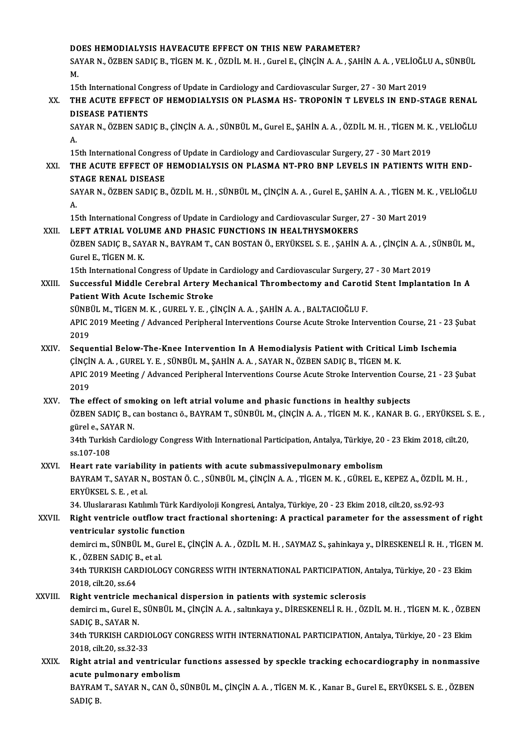DOES HEMODIALYSIS HAVEACUTE EFFECT ON THIS NEW PARAMETER?
SAYAR N., ÖZBEN SADIÇ B., TİGEN M. K. , ÖZDİL M. H. , Gurel E., ÇİNÇİN A. A. , ŞAHİN A. A. , VELİOĞLU A., SÜNBÜL M.
15th International Congress of Update in Cardiology and Cardiovascular Surger, 27 - 30 Mart 2019

XX. **THE ACUTE EFFECT OF HEMODIALYSIS ON PLASMA HS- TROPONİN T LEVELS IN END-STAGE RENAL DISEASE PATIENTS**
SAYAR N., ÖZBEN SADIÇ B., ÇİNÇİN A. A. , SÜNBÜL M., Gurel E., ŞAHİN A. A. , ÖZDİL M. H. , TİGEN M. K. , VELİOĞLU A.
15th International Congress of Update in Cardiology and Cardiovascular Surgery, 27 - 30 Mart 2019

XXI. **THE ACUTE EFFECT OF HEMODIALYSIS ON PLASMA NT-PRO BNP LEVELS IN PATIENTS WITH END-STAGE RENAL DISEASE**
SAYAR N., ÖZBEN SADIÇ B., ÖZDİL M. H. , SÜNBÜL M., ÇİNÇİN A. A. , Gurel E., ŞAHİN A. A. , TİGEN M. K. , VELİOĞLU A.
15th International Congress of Update in Cardiology and Cardiovascular Surger, 27 - 30 Mart 2019

XXII. **LEFT ATRIAL VOLUME AND PHASIC FUNCTIONS IN HEALTHYSMOKERS**
ÖZBEN SADIÇ B., SAYAR N., BAYRAM T., CAN BOSTAN Ö., ERYÜKSEL S. E. , ŞAHİN A. A. , ÇİNÇİN A. A. , SÜNBÜL M., Gurel E., TİGEN M. K.
15th International Congress of Update in Cardiology and Cardiovascular Surgery, 27 - 30 Mart 2019

XXIII. **Successful Middle Cerebral Artery Mechanical Thrombectomy and Carotid Stent Implantation In A Patient With Acute Ischemic Stroke**
SÜNBÜL M., TİGEN M. K. , GUREL Y. E. , ÇİNÇİN A. A. , ŞAHİN A. A. , BALTACIOĞLU F.
APIC 2019 Meeting / Advanced Peripheral Interventions Course Acute Stroke Intervention Course, 21 - 23 Şubat 2019

XXIV. **Sequential Below-The-Knee Intervention In A Hemodialysis Patient with Critical Limb Ischemia**
ÇİNÇİN A. A. , GUREL Y. E. , SÜNBÜL M., ŞAHİN A. A. , SAYAR N., ÖZBEN SADIÇ B., TİGEN M. K.
APIC 2019 Meeting / Advanced Peripheral Interventions Course Acute Stroke Intervention Course, 21 - 23 Şubat 2019

XXV. **The effect of smoking on left atrial volume and phasic functions in healthy subjects**
ÖZBEN SADIÇ B., can bostancı ö., BAYRAM T., SÜNBÜL M., ÇİNÇİN A. A. , TİGEN M. K. , KANAR B. G. , ERYÜKSEL S. E. , gürel e., SAYAR N.
34th Turkish Cardiology Congress With International Participation, Antalya, Türkiye, 20 - 23 Ekim 2018, cilt.20, ss.107-108

XXVI. **Heart rate variability in patients with acute submassivepulmonary embolism**
BAYRAM T., SAYAR N., BOSTAN Ö. C. , SÜNBÜL M., ÇİNÇİN A. A. , TİGEN M. K. , GÜREL E., KEPEZ A., ÖZDİL M. H. , ERYÜKSEL S. E. , et al.
34. Uluslararası Katılımlı Türk Kardiyoloji Kongresi, Antalya, Türkiye, 20 - 23 Ekim 2018, cilt.20, ss.92-93

XXVII. **Right ventricle outflow tract fractional shortening: A practical parameter for the assessment of right ventricular systolic function**
demirci m., SÜNBÜL M., Gurel E., ÇİNÇİN A. A. , ÖZDİL M. H. , SAYMAZ S., şahinkaya y., DİRESKENELİ R. H. , TİGEN M. K. , ÖZBEN SADIÇ B., et al.
34th TURKISH CARDIOLOGY CONGRESS WITH INTERNATIONAL PARTICIPATION, Antalya, Türkiye, 20 - 23 Ekim 2018, cilt.20, ss.64

XXVIII. **Right ventricle mechanical dispersion in patients with systemic sclerosis**
demirci m., Gurel E., SÜNBÜL M., ÇİNÇİN A. A. , saltınkaya y., DİRESKENELİ R. H. , ÖZDİL M. H. , TİGEN M. K. , ÖZBEN SADIÇ B., SAYAR N.
34th TURKISH CARDIOLOGY CONGRESS WITH INTERNATIONAL PARTICIPATION, Antalya, Türkiye, 20 - 23 Ekim 2018, cilt.20, ss.32-33

XXIX. **Right atrial and ventricular functions assessed by speckle tracking echocardiography in nonmassive acute pulmonary embolism**
BAYRAM T., SAYAR N., CAN Ö., SÜNBÜL M., ÇİNÇİN A. A. , TİGEN M. K. , Kanar B., Gurel E., ERYÜKSEL S. E. , ÖZBEN SADIÇ B.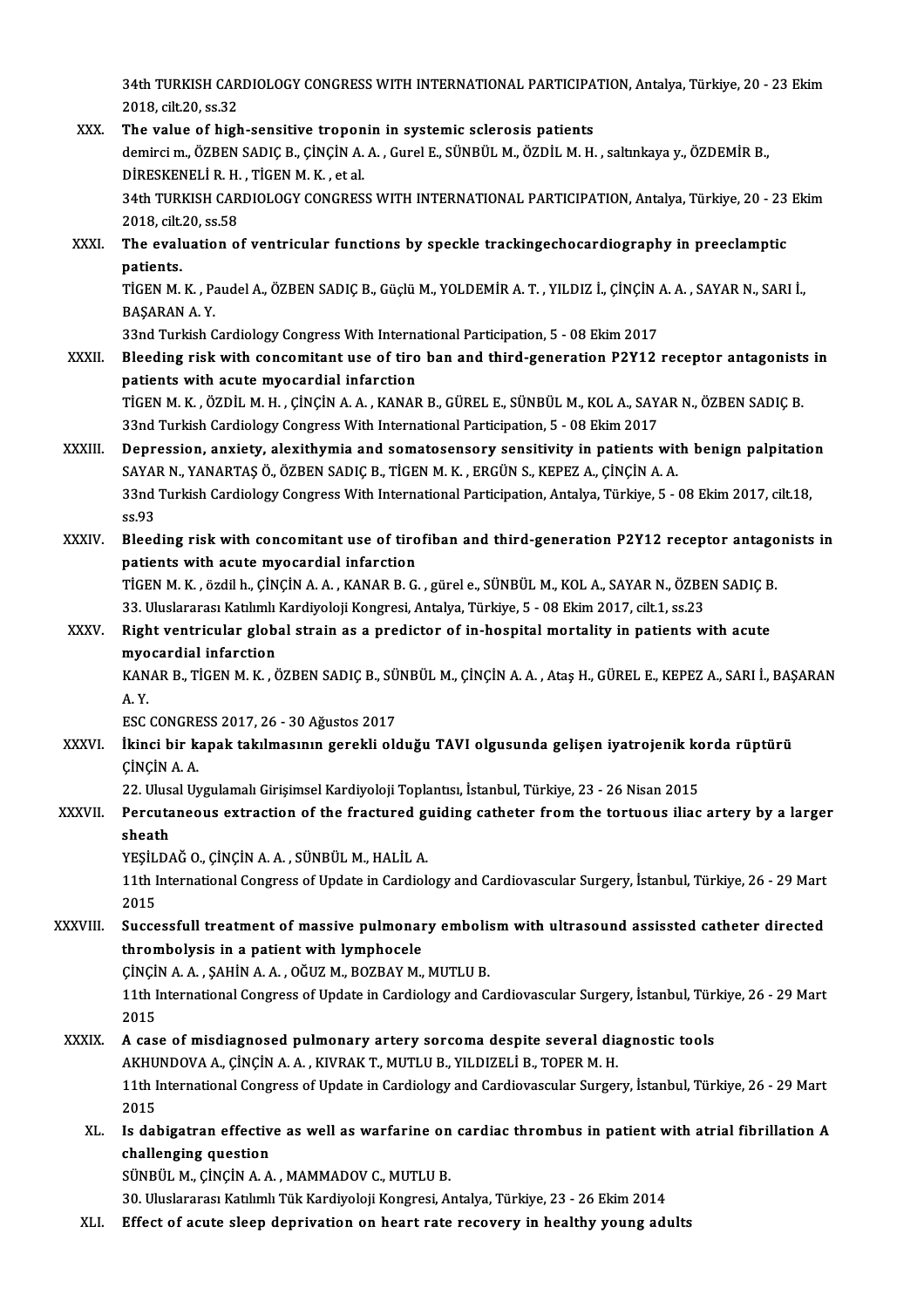34th TURKISH CARDIOLOGY CONGRESS WITH INTERNATIONAL PARTICIPATION, Antalya, Türkiye, 20 - 23 Ekim 2018, cilt.20, ss.32

XXX. **The value of high-sensitive troponin in systemic sclerosis patients**
demirci m., ÖZBEN SADIÇ B., ÇİNÇİN A. A. , Gurel E., SÜNBÜL M., ÖZDİL M. H. , saltınkaya y., ÖZDEMİR B., DİRESKENELİ R. H. , TİGEN M. K. , et al.
34th TURKISH CARDIOLOGY CONGRESS WITH INTERNATIONAL PARTICIPATION, Antalya, Türkiye, 20 - 23 Ekim 2018, cilt.20, ss.58

XXXI. **The evaluation of ventricular functions by speckle trackingechocardiography in preeclamptic patients.**
TİGEN M. K. , Paudel A., ÖZBEN SADIÇ B., Güçlü M., YOLDEMİR A. T. , YILDIZ İ., ÇİNÇİN A. A. , SAYAR N., SARI İ., BAŞARAN A. Y.
33nd Turkish Cardiology Congress With International Participation, 5 - 08 Ekim 2017

XXXII. **Bleeding risk with concomitant use of tiro ban and third-generation P2Y12 receptor antagonists in patients with acute myocardial infarction**
TİGEN M. K. , ÖZDİL M. H. , ÇİNÇİN A. A. , KANAR B., GÜREL E., SÜNBÜL M., KOL A., SAYAR N., ÖZBEN SADIÇ B.
33nd Turkish Cardiology Congress With International Participation, 5 - 08 Ekim 2017

XXXIII. **Depression, anxiety, alexithymia and somatosensory sensitivity in patients with benign palpitation**
SAYAR N., YANARTAŞ Ö., ÖZBEN SADIÇ B., TİGEN M. K. , ERGÜN S., KEPEZ A., ÇİNÇİN A. A.
33nd Turkish Cardiology Congress With International Participation, Antalya, Türkiye, 5 - 08 Ekim 2017, cilt.18, ss.93

XXXIV. **Bleeding risk with concomitant use of tirofiban and third-generation P2Y12 receptor antagonists in patients with acute myocardial infarction**
TİGEN M. K. , özdil h., ÇİNÇİN A. A. , KANAR B. G. , gürel e., SÜNBÜL M., KOL A., SAYAR N., ÖZBEN SADIÇ B.
33. Uluslararası Katılımlı Kardiyoloji Kongresi, Antalya, Türkiye, 5 - 08 Ekim 2017, cilt.1, ss.23

XXXV. **Right ventricular global strain as a predictor of in-hospital mortality in patients with acute myocardial infarction**
KANAR B., TİGEN M. K. , ÖZBEN SADIÇ B., SÜNBÜL M., ÇİNÇİN A. A. , Ataş H., GÜREL E., KEPEZ A., SARI İ., BAŞARAN A. Y.
ESC CONGRESS 2017, 26 - 30 Ağustos 2017

XXXVI. **İkinci bir kapak takılmasının gerekli olduğu TAVI olgusunda gelişen iyatrojenik korda rüptürü**
ÇİNÇİN A. A.
22. Ulusal Uygulamalı Girişimsel Kardiyoloji Toplantısı, İstanbul, Türkiye, 23 - 26 Nisan 2015

XXXVII. **Percutaneous extraction of the fractured guiding catheter from the tortuous iliac artery by a larger sheath**
YEŞİLDAĞ O., ÇİNÇİN A. A. , SÜNBÜL M., HALİL A.
11th International Congress of Update in Cardiology and Cardiovascular Surgery, İstanbul, Türkiye, 26 - 29 Mart 2015

XXXVIII. **Successfull treatment of massive pulmonary embolism with ultrasound assissted catheter directed thrombolysis in a patient with lymphocele**
ÇİNÇİN A. A. , ŞAHİN A. A. , OĞUZ M., BOZBAY M., MUTLU B.
11th International Congress of Update in Cardiology and Cardiovascular Surgery, İstanbul, Türkiye, 26 - 29 Mart 2015

XXXIX. **A case of misdiagnosed pulmonary artery sorcoma despite several diagnostic tools**
AKHUNDOVA A., ÇİNÇİN A. A. , KIVRAK T., MUTLU B., YILDIZELİ B., TOPER M. H.
11th International Congress of Update in Cardiology and Cardiovascular Surgery, İstanbul, Türkiye, 26 - 29 Mart 2015

XL. **Is dabigatran effective as well as warfarine on cardiac thrombus in patient with atrial fibrillation A challenging question**
SÜNBÜL M., ÇİNÇİN A. A. , MAMMADOV C., MUTLU B.
30. Uluslararası Katılımlı Tük Kardiyoloji Kongresi, Antalya, Türkiye, 23 - 26 Ekim 2014

XLI. **Effect of acute sleep deprivation on heart rate recovery in healthy young adults**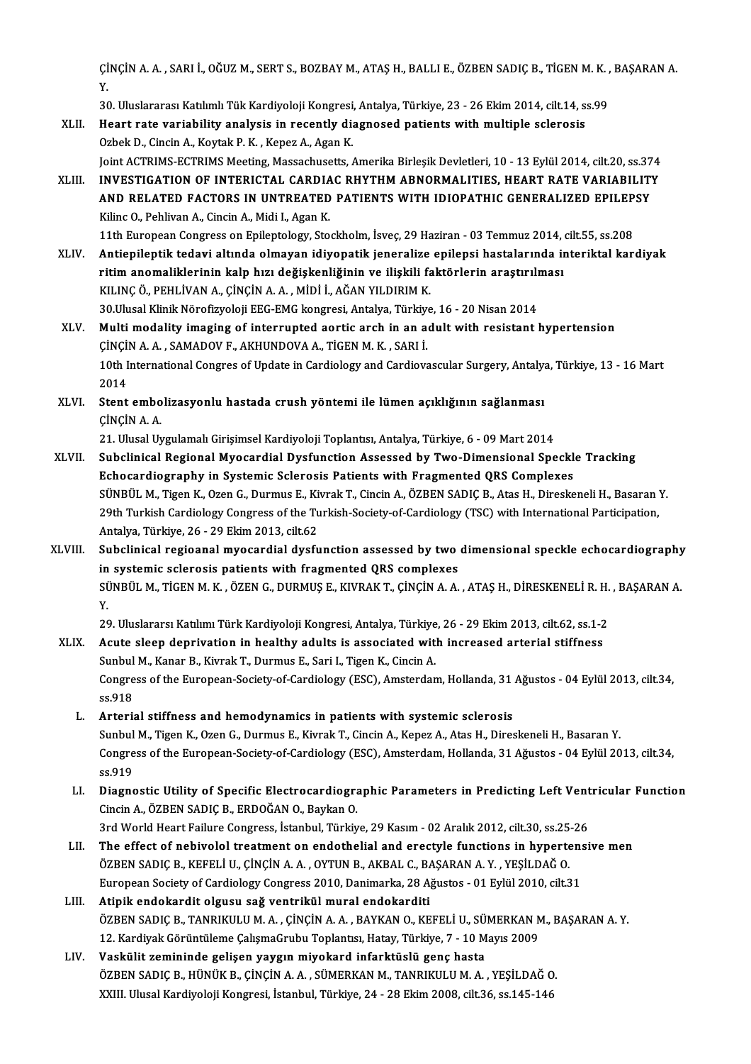ÇİNÇİN A. A. , SARI İ., OĞUZ M., SERT S., BOZBAY M., ATAŞ H., BALLI E., ÖZBEN SADIÇ B., TİGEN M. K. , BAŞARAN A. Y.
30. Uluslararası Katılımlı Tük Kardiyoloji Kongresi, Antalya, Türkiye, 23 - 26 Ekim 2014, cilt.14, ss.99

XLII. **Heart rate variability analysis in recently diagnosed patients with multiple sclerosis**
Ozbek D., Cincin A., Koytak P. K. , Kepez A., Agan K.
Joint ACTRIMS-ECTRIMS Meeting, Massachusetts, Amerika Birleşik Devletleri, 10 - 13 Eylül 2014, cilt.20, ss.374

XLIII. **INVESTIGATION OF INTERICTAL CARDIAC RHYTHM ABNORMALITIES, HEART RATE VARIABILITY AND RELATED FACTORS IN UNTREATED PATIENTS WITH IDIOPATHIC GENERALIZED EPILEPSY**
Kilinc O., Pehlivan A., Cincin A., Midi I., Agan K.
11th European Congress on Epileptology, Stockholm, İsveç, 29 Haziran - 03 Temmuz 2014, cilt.55, ss.208

XLIV. **Antiepileptik tedavi altında olmayan idiyopatik jeneralize epilepsi hastalarında interiktal kardiyak ritim anomaliklerinin kalp hızı değişkenliğinin ve ilişkili faktörlerin araştırılması**
KILINÇ Ö., PEHLİVAN A., ÇİNÇİN A. A. , MİDİ İ., AĞAN YILDIRIM K.
30.Ulusal Klinik Nörofizyoloji EEG-EMG kongresi, Antalya, Türkiye, 16 - 20 Nisan 2014

XLV. **Multi modality imaging of interrupted aortic arch in an adult with resistant hypertension**
ÇİNÇİN A. A. , SAMADOV F., AKHUNDOVA A., TİGEN M. K. , SARI İ.
10th International Congres of Update in Cardiology and Cardiovascular Surgery, Antalya, Türkiye, 13 - 16 Mart 2014

XLVI. **Stent embolizasyonlu hastada crush yöntemi ile lümen açıklığının sağlanması**
ÇİNÇİN A. A.
21. Ulusal Uygulamalı Girişimsel Kardiyoloji Toplantısı, Antalya, Türkiye, 6 - 09 Mart 2014

XLVII. **Subclinical Regional Myocardial Dysfunction Assessed by Two-Dimensional Speckle Tracking Echocardiography in Systemic Sclerosis Patients with Fragmented QRS Complexes**
SÜNBÜL M., Tigen K., Ozen G., Durmus E., Kivrak T., Cincin A., ÖZBEN SADIÇ B., Atas H., Direskeneli H., Basaran Y.
29th Turkish Cardiology Congress of the Turkish-Society-of-Cardiology (TSC) with International Participation, Antalya, Türkiye, 26 - 29 Ekim 2013, cilt.62

XLVIII. **Subclinical regioanal myocardial dysfunction assessed by two dimensional speckle echocardiography in systemic sclerosis patients with fragmented QRS complexes**
SÜNBÜL M., TİGEN M. K. , ÖZEN G., DURMUŞ E., KIVRAK T., ÇİNÇİN A. A. , ATAŞ H., DİRESKENELİ R. H. , BAŞARAN A. Y.
29. Uluslararsı Katılımı Türk Kardiyoloji Kongresi, Antalya, Türkiye, 26 - 29 Ekim 2013, cilt.62, ss.1-2

XLIX. **Acute sleep deprivation in healthy adults is associated with increased arterial stiffness**
Sunbul M., Kanar B., Kivrak T., Durmus E., Sari I., Tigen K., Cincin A.
Congress of the European-Society-of-Cardiology (ESC), Amsterdam, Hollanda, 31 Ağustos - 04 Eylül 2013, cilt.34, ss.918

L. **Arterial stiffness and hemodynamics in patients with systemic sclerosis**
Sunbul M., Tigen K., Ozen G., Durmus E., Kivrak T., Cincin A., Kepez A., Atas H., Direskeneli H., Basaran Y.
Congress of the European-Society-of-Cardiology (ESC), Amsterdam, Hollanda, 31 Ağustos - 04 Eylül 2013, cilt.34, ss.919

LI. **Diagnostic Utility of Specific Electrocardiographic Parameters in Predicting Left Ventricular Function**
Cincin A., ÖZBEN SADIÇ B., ERDOĞAN O., Baykan O.
3rd World Heart Failure Congress, İstanbul, Türkiye, 29 Kasım - 02 Aralık 2012, cilt.30, ss.25-26

LII. **The effect of nebivolol treatment on endothelial and erectyle functions in hypertensive men**
ÖZBEN SADIÇ B., KEFELİ U., ÇİNÇİN A. A. , OYTUN B., AKBAL C., BAŞARAN A. Y. , YEŞİLDAĞ O.
European Society of Cardiology Congress 2010, Danimarka, 28 Ağustos - 01 Eylül 2010, cilt.31

LIII. **Atipik endokardit olgusu sağ ventrikül mural endokarditi**
ÖZBEN SADIÇ B., TANRIKULU M. A. , ÇİNÇİN A. A. , BAYKAN O., KEFELİ U., SÜMERKAN M., BAŞARAN A. Y.
12. Kardiyak Görüntüleme ÇalışmaGrubu Toplantısı, Hatay, Türkiye, 7 - 10 Mayıs 2009

LIV. **Vaskülit zemininde gelişen yaygın miyokard infarktüslü genç hasta**
ÖZBEN SADIÇ B., HÜNÜK B., ÇİNÇİN A. A. , SÜMERKAN M., TANRIKULU M. A. , YEŞİLDAĞ O.
XXIII. Ulusal Kardiyoloji Kongresi, İstanbul, Türkiye, 24 - 28 Ekim 2008, cilt.36, ss.145-146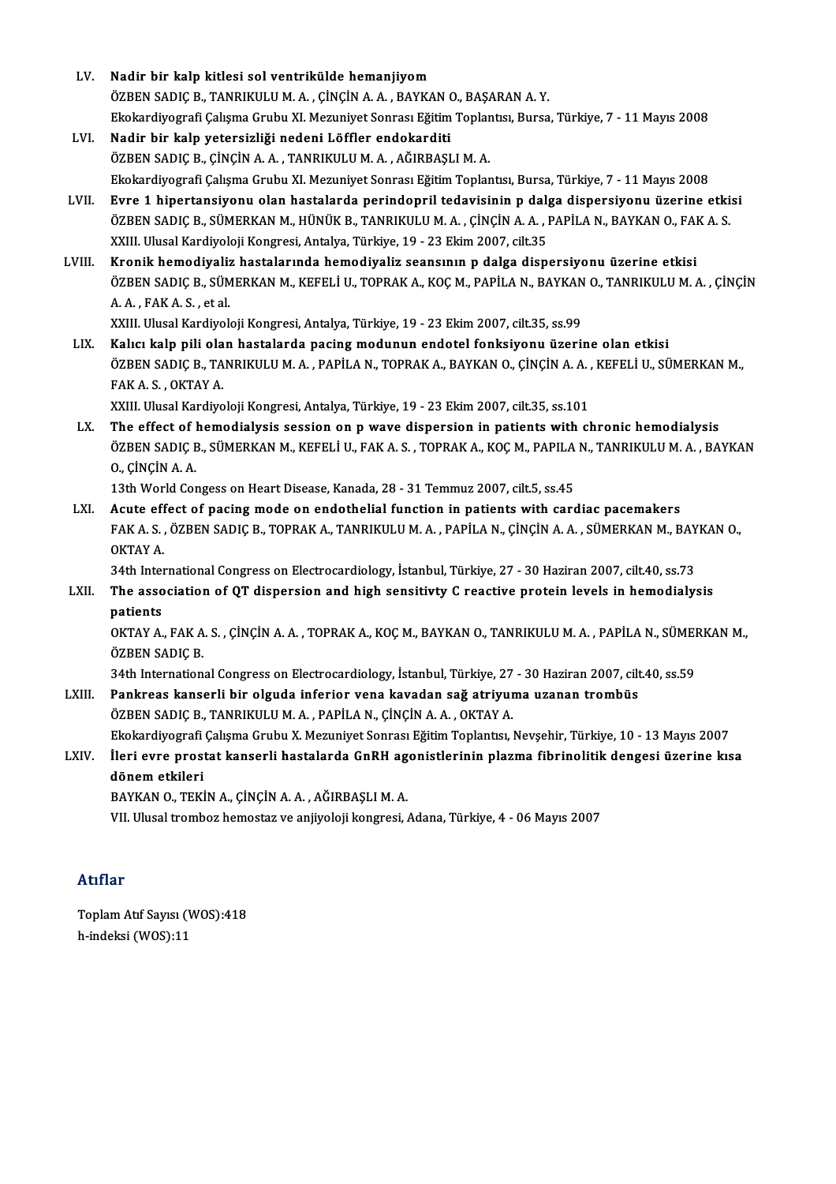LV. **Nadir bir kalp kitlesi sol ventrikülde hemanjiyom**
ÖZBEN SADIÇ B., TANRIKULU M. A. , ÇİNÇİN A. A. , BAYKAN O., BAŞARAN A. Y.
Ekokardiyografi Çalışma Grubu XI. Mezuniyet Sonrası Eğitim Toplantısı, Bursa, Türkiye, 7 - 11 Mayıs 2008

LVI. **Nadir bir kalp yetersizliği nedeni Löffler endokarditi**
ÖZBEN SADIÇ B., ÇİNÇİN A. A. , TANRIKULU M. A. , AĞIRBAŞLI M. A.
Ekokardiyografi Çalışma Grubu XI. Mezuniyet Sonrası Eğitim Toplantısı, Bursa, Türkiye, 7 - 11 Mayıs 2008

LVII. **Evre 1 hipertansiyonu olan hastalarda perindopril tedavisinin p dalga dispersiyonu üzerine etkisi**
ÖZBEN SADIÇ B., SÜMERKAN M., HÜNÜK B., TANRIKULU M. A. , ÇİNÇİN A. A. , PAPİLA N., BAYKAN O., FAK A. S.
XXIII. Ulusal Kardiyoloji Kongresi, Antalya, Türkiye, 19 - 23 Ekim 2007, cilt.35

LVIII. **Kronik hemodiyaliz hastalarında hemodiyaliz seansının p dalga dispersiyonu üzerine etkisi**
ÖZBEN SADIÇ B., SÜMERKAN M., KEFELİ U., TOPRAK A., KOÇ M., PAPİLA N., BAYKAN O., TANRIKULU M. A. , ÇİNÇİN A. A. , FAK A. S. , et al.
XXIII. Ulusal Kardiyoloji Kongresi, Antalya, Türkiye, 19 - 23 Ekim 2007, cilt.35, ss.99

LIX. **Kalıcı kalp pili olan hastalarda pacing modunun endotel fonksiyonu üzerine olan etkisi**
ÖZBEN SADIÇ B., TANRIKULU M. A. , PAPİLA N., TOPRAK A., BAYKAN O., ÇİNÇİN A. A. , KEFELİ U., SÜMERKAN M., FAK A. S. , OKTAY A.
XXIII. Ulusal Kardiyoloji Kongresi, Antalya, Türkiye, 19 - 23 Ekim 2007, cilt.35, ss.101

LX. **The effect of hemodialysis session on p wave dispersion in patients with chronic hemodialysis**
ÖZBEN SADIÇ B., SÜMERKAN M., KEFELİ U., FAK A. S. , TOPRAK A., KOÇ M., PAPILA N., TANRIKULU M. A. , BAYKAN O., ÇİNÇİN A. A.
13th World Congess on Heart Disease, Kanada, 28 - 31 Temmuz 2007, cilt.5, ss.45

LXI. **Acute effect of pacing mode on endothelial function in patients with cardiac pacemakers**
FAK A. S. , ÖZBEN SADIÇ B., TOPRAK A., TANRIKULU M. A. , PAPİLA N., ÇİNÇİN A. A. , SÜMERKAN M., BAYKAN O., OKTAY A.
34th International Congress on Electrocardiology, İstanbul, Türkiye, 27 - 30 Haziran 2007, cilt.40, ss.73

LXII. **The association of QT dispersion and high sensitivty C reactive protein levels in hemodialysis patients**
OKTAY A., FAK A. S. , ÇİNÇİN A. A. , TOPRAK A., KOÇ M., BAYKAN O., TANRIKULU M. A. , PAPİLA N., SÜMERKAN M., ÖZBEN SADIÇ B.
34th International Congress on Electrocardiology, İstanbul, Türkiye, 27 - 30 Haziran 2007, cilt.40, ss.59

LXIII. **Pankreas kanserli bir olguda inferior vena kavadan sağ atriyuma uzanan trombüs**
ÖZBEN SADIÇ B., TANRIKULU M. A. , PAPİLA N., ÇİNÇİN A. A. , OKTAY A.
Ekokardiyografi Çalışma Grubu X. Mezuniyet Sonrası Eğitim Toplantısı, Nevşehir, Türkiye, 10 - 13 Mayıs 2007

LXIV. **İleri evre prostat kanserli hastalarda GnRH agonistlerinin plazma fibrinolitik dengesi üzerine kısa dönem etkileri**
BAYKAN O., TEKİN A., ÇİNÇİN A. A. , AĞIRBAŞLI M. A.
VII. Ulusal tromboz hemostaz ve anjiyoloji kongresi, Adana, Türkiye, 4 - 06 Mayıs 2007

## Atıflar

Toplam Atıf Sayısı (WOS):418
h-indeksi (WOS):11